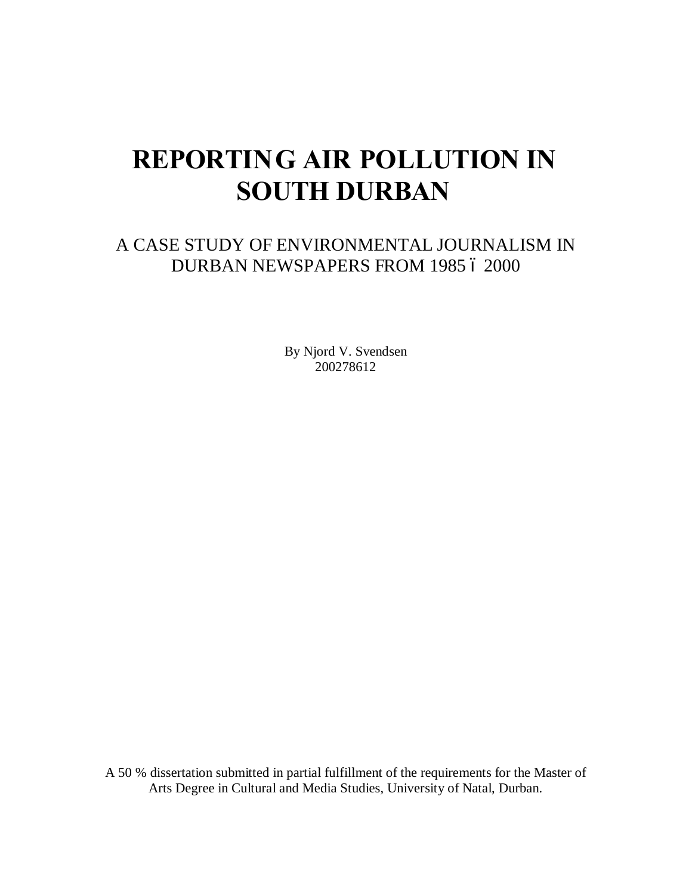# REPORTING AIR POLLUTION IN SOUTH DURBAN

## A CASE STUDY OF ENVIRONMENTAL JOURNALISM IN DURBAN NEWSPAPERS FROM 1985 – 2000

By Njord V. Svendsen
200278612

A 50 % dissertation submitted in partial fulfillment of the requirements for the Master of Arts Degree in Cultural and Media Studies, University of Natal, Durban.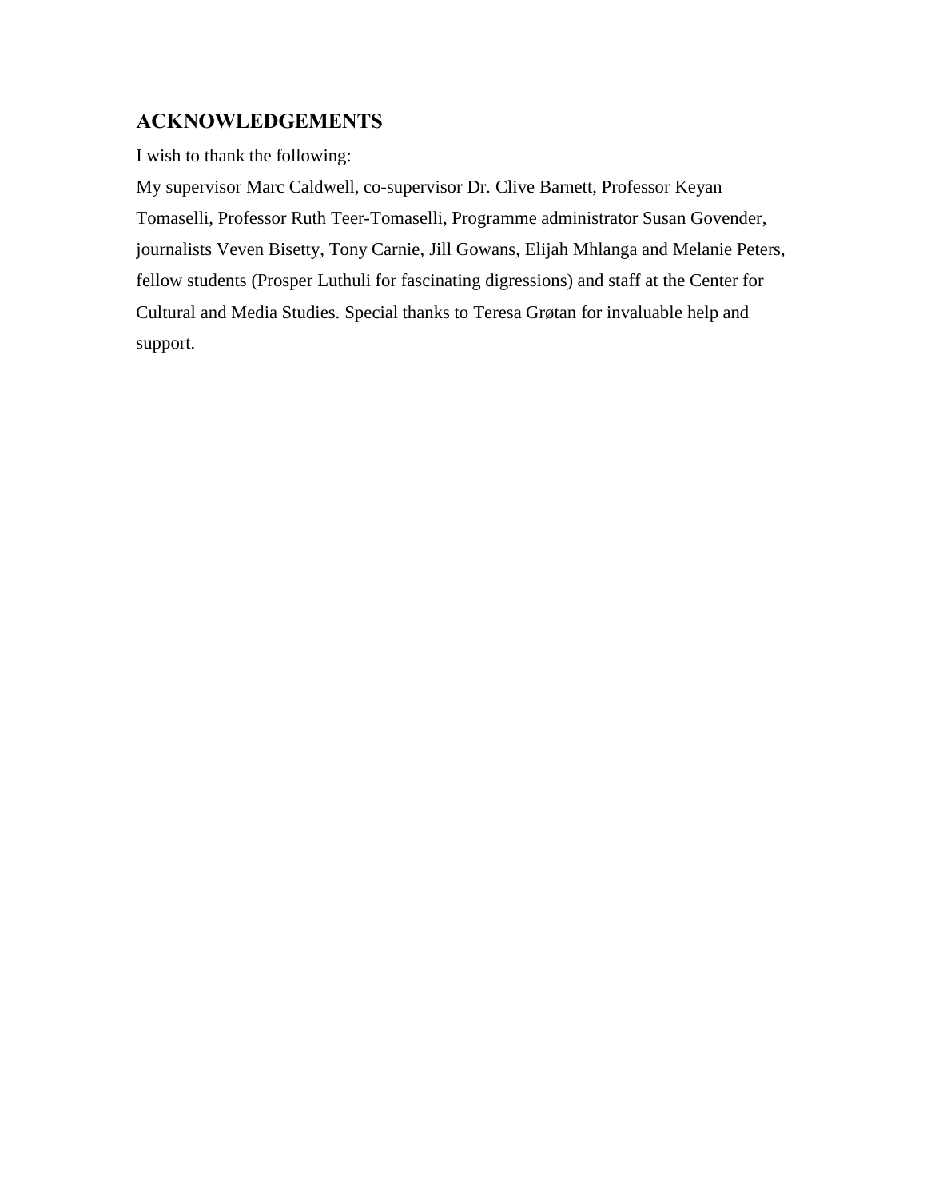## ACKNOWLEDGEMENTS

I wish to thank the following:

My supervisor Marc Caldwell, co-supervisor Dr. Clive Barnett, Professor Keyan Tomaselli, Professor Ruth Teer-Tomaselli, Programme administrator Susan Govender, journalists Veven Bisetty, Tony Carnie, Jill Gowans, Elijah Mhlanga and Melanie Peters, fellow students (Prosper Luthuli for fascinating digressions) and staff at the Center for Cultural and Media Studies. Special thanks to Teresa Grøtan for invaluable help and support.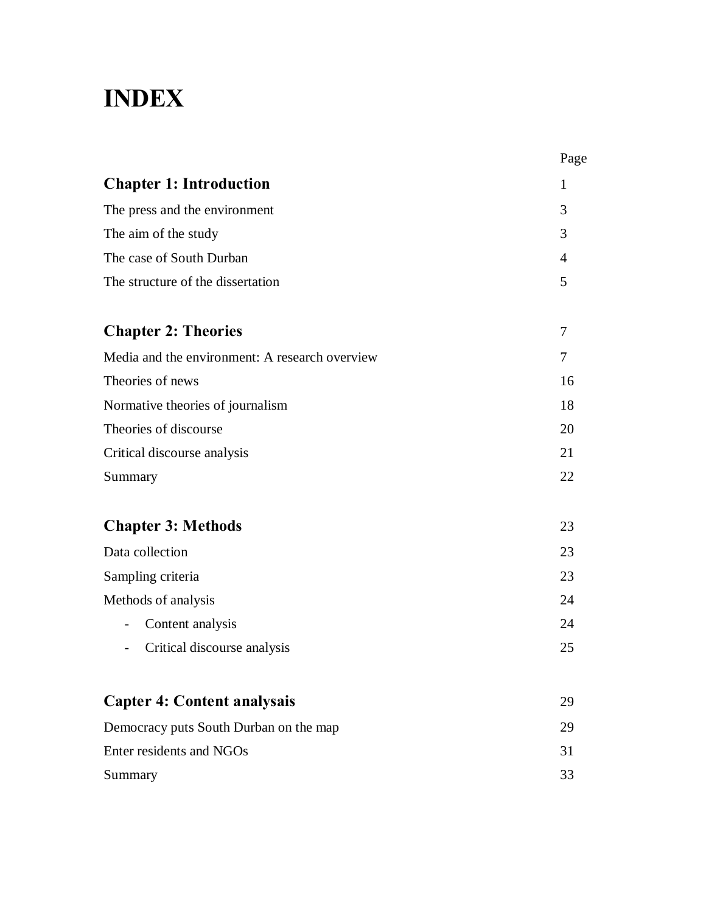# INDEX

| | Page |
|---|---|
| **Chapter 1: Introduction** | 1 |
| The press and the environment | 3 |
| The aim of the study | 3 |
| The case of South Durban | 4 |
| The structure of the dissertation | 5 |
| | |
| **Chapter 2: Theories** | 7 |
| Media and the environment: A research overview | 7 |
| Theories of news | 16 |
| Normative theories of journalism | 18 |
| Theories of discourse | 20 |
| Critical discourse analysis | 21 |
| Summary | 22 |
| | |
| **Chapter 3: Methods** | 23 |
| Data collection | 23 |
| Sampling criteria | 23 |
| Methods of analysis | 24 |
| - Content analysis | 24 |
| - Critical discourse analysis | 25 |
| | |
| **Capter 4: Content analysais** | 29 |
| Democracy puts South Durban on the map | 29 |
| Enter residents and NGOs | 31 |
| Summary | 33 |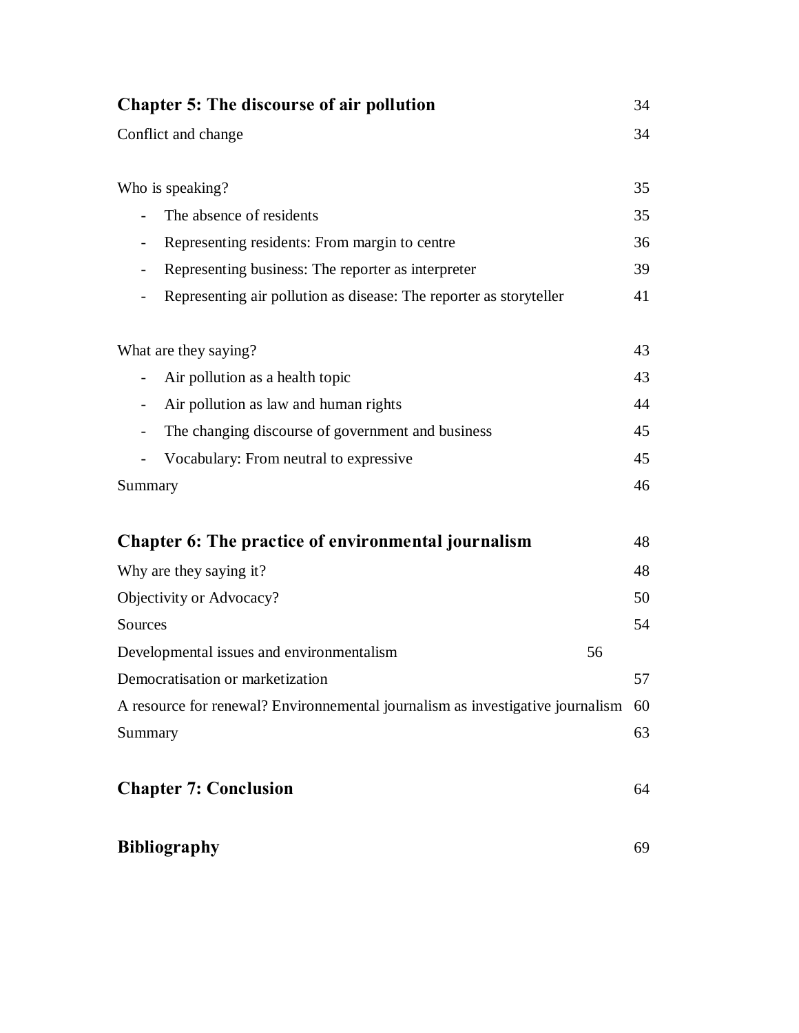**Chapter 5: The discourse of air pollution** 34

Conflict and change 34

Who is speaking? 35

- The absence of residents 35
- Representing residents: From margin to centre 36
- Representing business: The reporter as interpreter 39
- Representing air pollution as disease: The reporter as storyteller 41

What are they saying? 43

- Air pollution as a health topic 43
- Air pollution as law and human rights 44
- The changing discourse of government and business 45
- Vocabulary: From neutral to expressive 45

Summary 46

**Chapter 6: The practice of environmental journalism** 48

Why are they saying it? 48

Objectivity or Advocacy? 50

Sources 54

Developmental issues and environmentalism 56

Democratisation or marketization 57

A resource for renewal? Environnemental journalism as investigative journalism 60

Summary 63

**Chapter 7: Conclusion** 64

**Bibliography** 69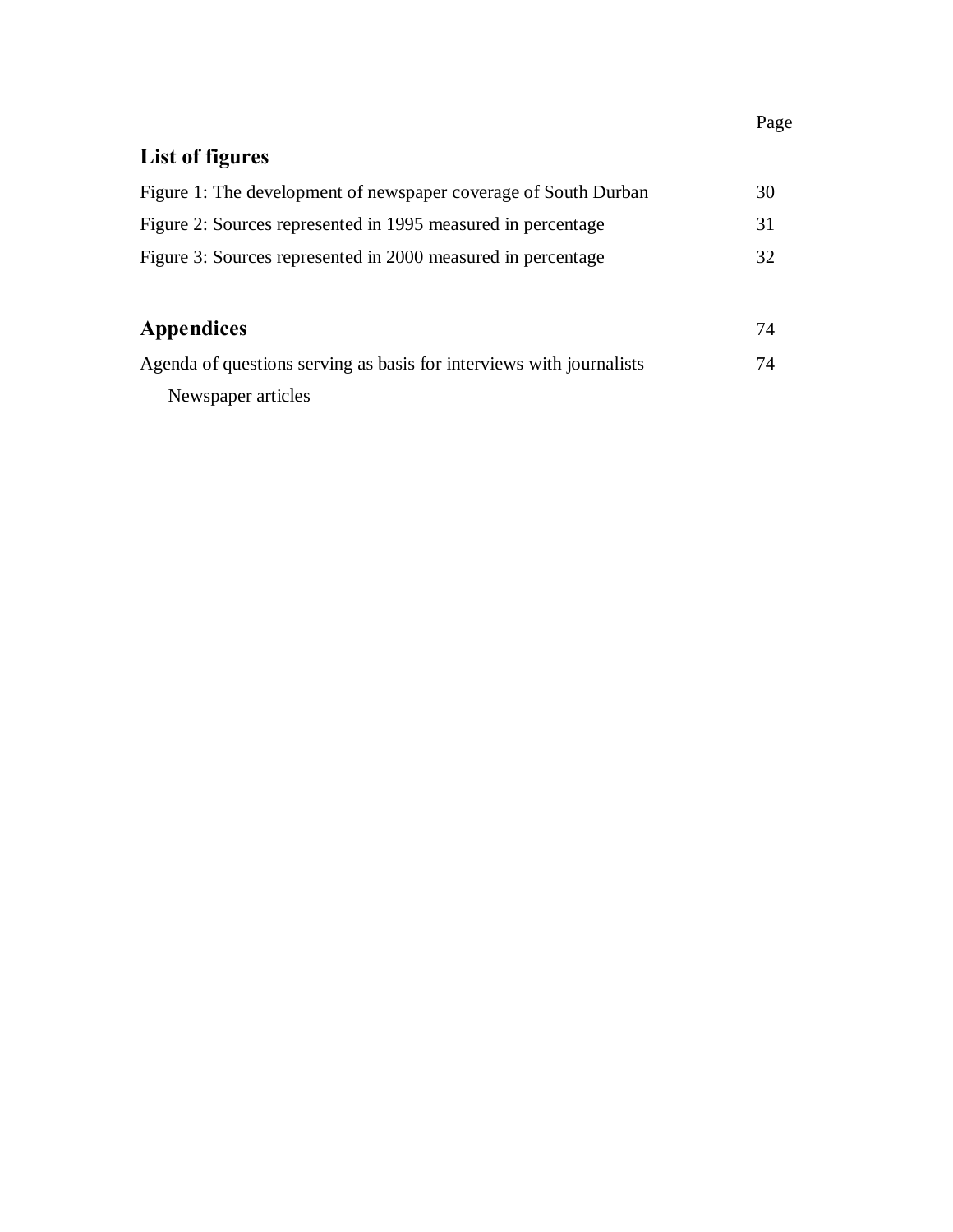| | Page |
| --- | --- |
| **List of figures** | |
| Figure 1: The development of newspaper coverage of South Durban | 30 |
| Figure 2: Sources represented in 1995 measured in percentage | 31 |
| Figure 3: Sources represented in 2000 measured in percentage | 32 |
| | |
| **Appendices** | 74 |
| Agenda of questions serving as basis for interviews with journalists | 74 |
| Newspaper articles | |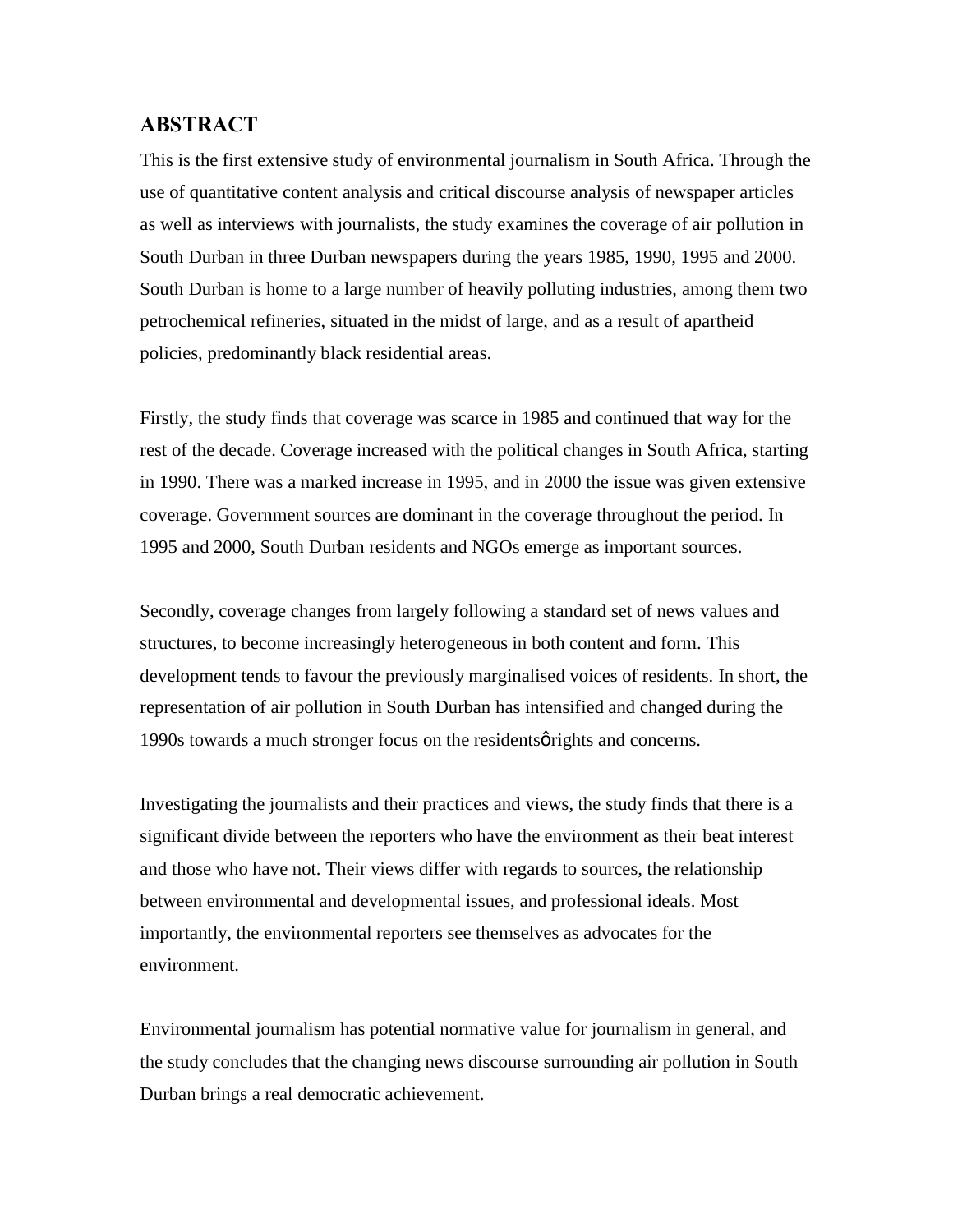# ABSTRACT

This is the first extensive study of environmental journalism in South Africa. Through the use of quantitative content analysis and critical discourse analysis of newspaper articles as well as interviews with journalists, the study examines the coverage of air pollution in South Durban in three Durban newspapers during the years 1985, 1990, 1995 and 2000. South Durban is home to a large number of heavily polluting industries, among them two petrochemical refineries, situated in the midst of large, and as a result of apartheid policies, predominantly black residential areas.

Firstly, the study finds that coverage was scarce in 1985 and continued that way for the rest of the decade. Coverage increased with the political changes in South Africa, starting in 1990. There was a marked increase in 1995, and in 2000 the issue was given extensive coverage. Government sources are dominant in the coverage throughout the period. In 1995 and 2000, South Durban residents and NGOs emerge as important sources.

Secondly, coverage changes from largely following a standard set of news values and structures, to become increasingly heterogeneous in both content and form. This development tends to favour the previously marginalised voices of residents. In short, the representation of air pollution in South Durban has intensified and changed during the 1990s towards a much stronger focus on the residentsø rights and concerns.

Investigating the journalists and their practices and views, the study finds that there is a significant divide between the reporters who have the environment as their beat interest and those who have not. Their views differ with regards to sources, the relationship between environmental and developmental issues, and professional ideals. Most importantly, the environmental reporters see themselves as advocates for the environment.

Environmental journalism has potential normative value for journalism in general, and the study concludes that the changing news discourse surrounding air pollution in South Durban brings a real democratic achievement.